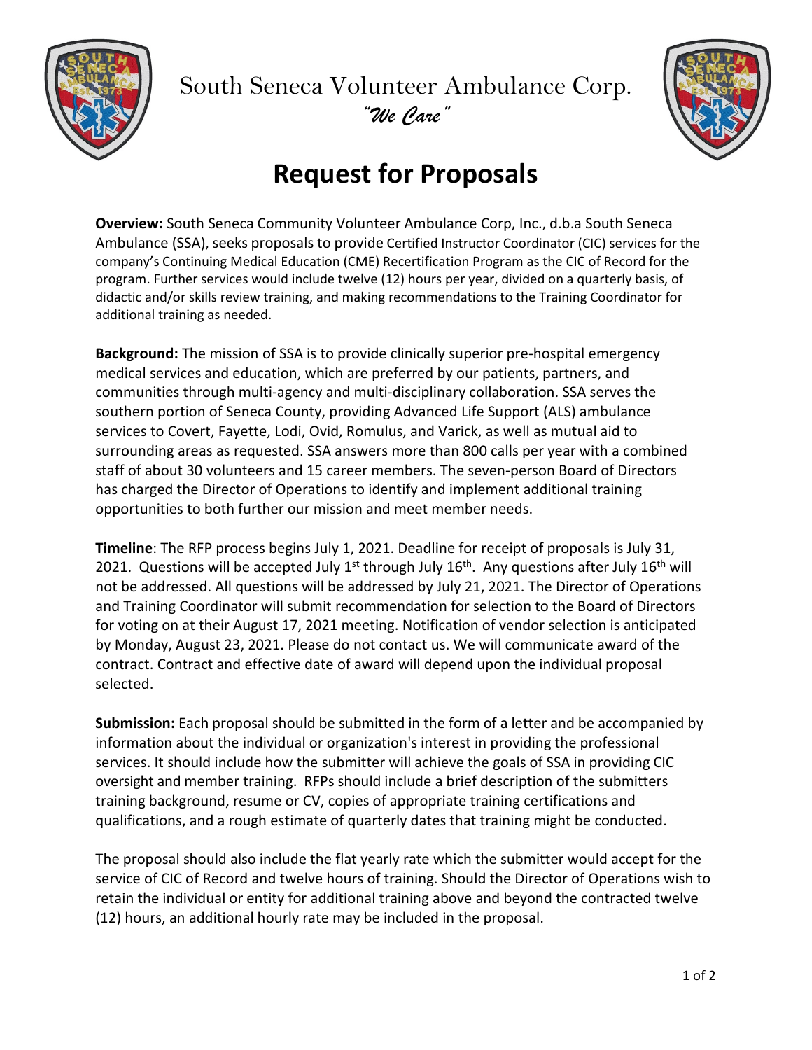South Seneca Volunteer Ambulance Corp.

*"We Care"*

# Request for Proposals

**Overview:** South Seneca Community Volunteer Ambulance Corp, Inc., d.b.a South Seneca Ambulance (SSA), seeks proposals to provide Certified Instructor Coordinator (CIC) services for the company's Continuing Medical Education (CME) Recertification Program as the CIC of Record for the program. Further services would include twelve (12) hours per year, divided on a quarterly basis, of didactic and/or skills review training, and making recommendations to the Training Coordinator for additional training as needed.

**Background:** The mission of SSA is to provide clinically superior pre-hospital emergency medical services and education, which are preferred by our patients, partners, and communities through multi-agency and multi-disciplinary collaboration. SSA serves the southern portion of Seneca County, providing Advanced Life Support (ALS) ambulance services to Covert, Fayette, Lodi, Ovid, Romulus, and Varick, as well as mutual aid to surrounding areas as requested. SSA answers more than 800 calls per year with a combined staff of about 30 volunteers and 15 career members. The seven-person Board of Directors has charged the Director of Operations to identify and implement additional training opportunities to both further our mission and meet member needs.

**Timeline**: The RFP process begins July 1, 2021. Deadline for receipt of proposals is July 31, 2021. Questions will be accepted July 1st through July 16th. Any questions after July 16th will not be addressed. All questions will be addressed by July 21, 2021. The Director of Operations and Training Coordinator will submit recommendation for selection to the Board of Directors for voting on at their August 17, 2021 meeting. Notification of vendor selection is anticipated by Monday, August 23, 2021. Please do not contact us. We will communicate award of the contract. Contract and effective date of award will depend upon the individual proposal selected.

**Submission:** Each proposal should be submitted in the form of a letter and be accompanied by information about the individual or organization's interest in providing the professional services. It should include how the submitter will achieve the goals of SSA in providing CIC oversight and member training. RFPs should include a brief description of the submitters training background, resume or CV, copies of appropriate training certifications and qualifications, and a rough estimate of quarterly dates that training might be conducted.

The proposal should also include the flat yearly rate which the submitter would accept for the service of CIC of Record and twelve hours of training. Should the Director of Operations wish to retain the individual or entity for additional training above and beyond the contracted twelve (12) hours, an additional hourly rate may be included in the proposal.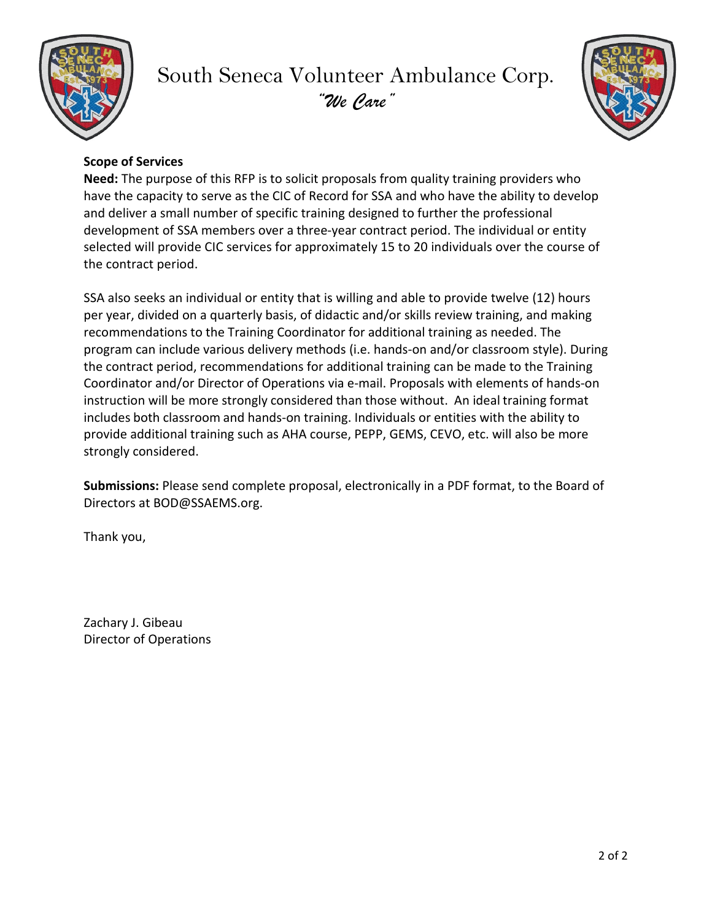# South Seneca Volunteer Ambulance Corp.

*"We Care"*

**Scope of Services**

**Need:** The purpose of this RFP is to solicit proposals from quality training providers who have the capacity to serve as the CIC of Record for SSA and who have the ability to develop and deliver a small number of specific training designed to further the professional development of SSA members over a three-year contract period. The individual or entity selected will provide CIC services for approximately 15 to 20 individuals over the course of the contract period.

SSA also seeks an individual or entity that is willing and able to provide twelve (12) hours per year, divided on a quarterly basis, of didactic and/or skills review training, and making recommendations to the Training Coordinator for additional training as needed. The program can include various delivery methods (i.e. hands-on and/or classroom style). During the contract period, recommendations for additional training can be made to the Training Coordinator and/or Director of Operations via e-mail. Proposals with elements of hands-on instruction will be more strongly considered than those without. An ideal training format includes both classroom and hands-on training. Individuals or entities with the ability to provide additional training such as AHA course, PEPP, GEMS, CEVO, etc. will also be more strongly considered.

**Submissions:** Please send complete proposal, electronically in a PDF format, to the Board of Directors at BOD@SSAEMS.org.

Thank you,

Zachary J. Gibeau
Director of Operations